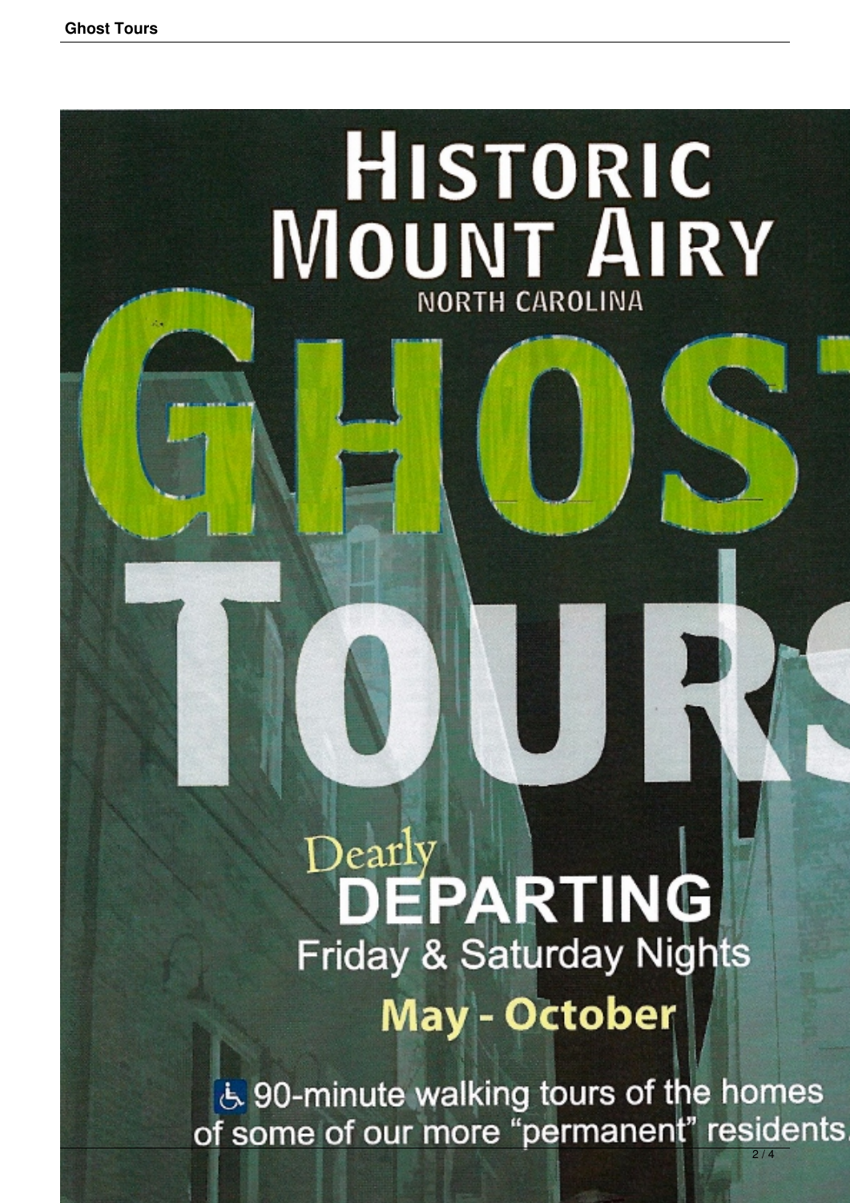# Historic Mount Airy

North Carolina

# GHOST TOURS

## Dearly DEPARTING

Friday & Saturday Nights

**May - October**

♿ 90-minute walking tours of the homes of some of our more "permanent" residents.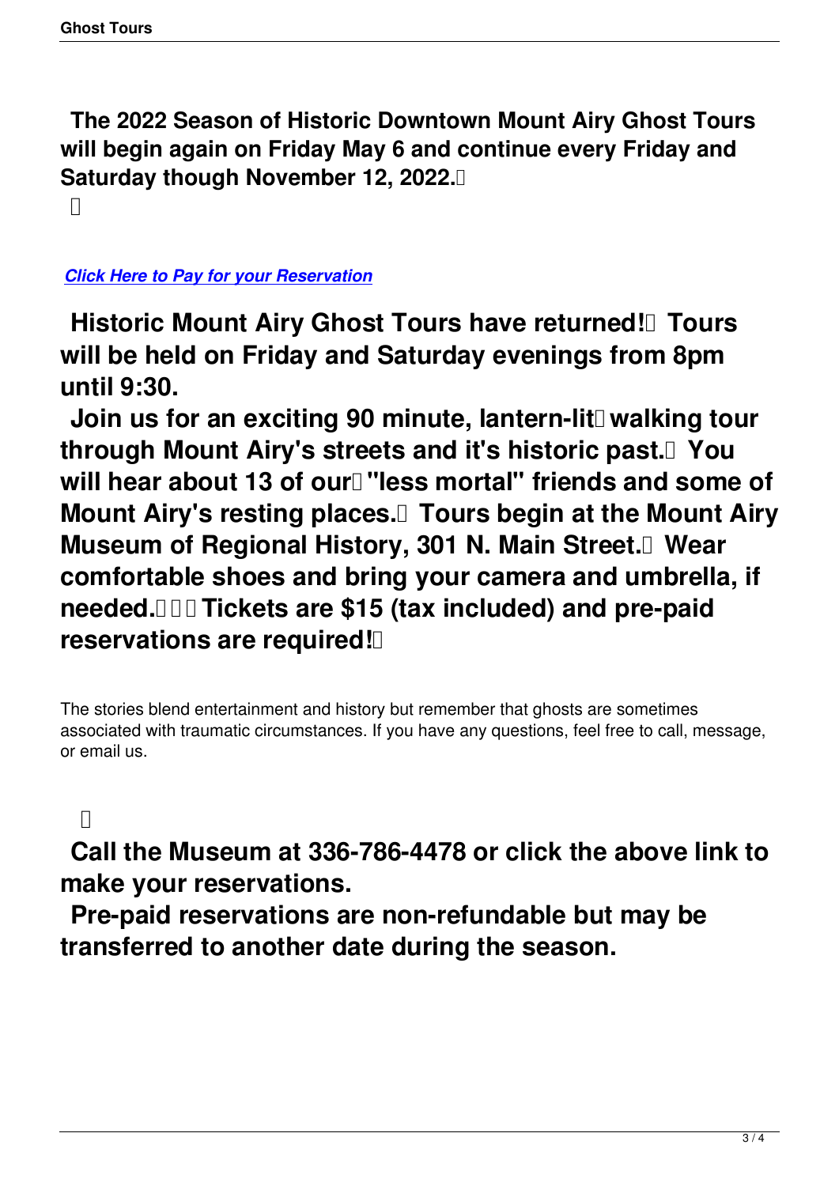**The 2022 Season of Historic Downtown Mount Airy Ghost Tours will begin again on Friday May 6 and continue every Friday and Saturday though November 12, 2022.**

***Click Here to Pay for your Reservation***

**Historic Mount Airy Ghost Tours have returned! Tours will be held on Friday and Saturday evenings from 8pm until 9:30.**

**Join us for an exciting 90 minute, lantern-lit walking tour through Mount Airy's streets and it's historic past. You will hear about 13 of our "less mortal" friends and some of Mount Airy's resting places. Tours begin at the Mount Airy Museum of Regional History, 301 N. Main Street. Wear comfortable shoes and bring your camera and umbrella, if needed. Tickets are $15 (tax included) and pre-paid reservations are required!**

The stories blend entertainment and history but remember that ghosts are sometimes associated with traumatic circumstances. If you have any questions, feel free to call, message, or email us.

**Call the Museum at 336-786-4478 or click the above link to make your reservations.**

**Pre-paid reservations are non-refundable but may be transferred to another date during the season.**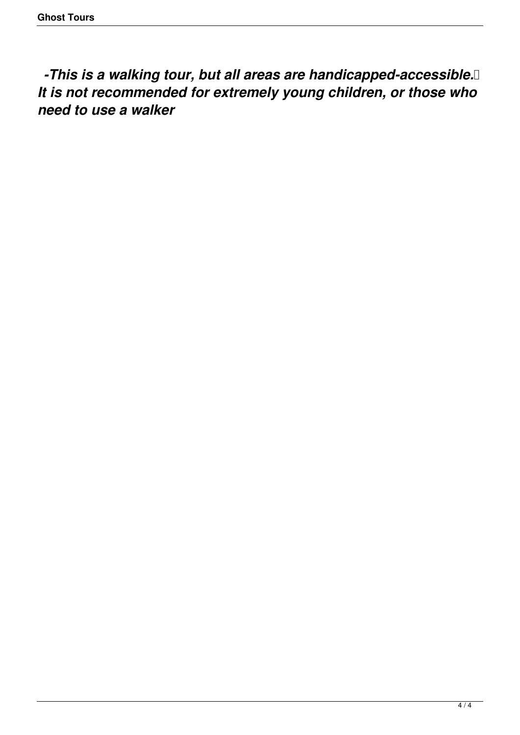***-This is a walking tour, but all areas are handicapped-accessible. It is not recommended for extremely young children, or those who need to use a walker***